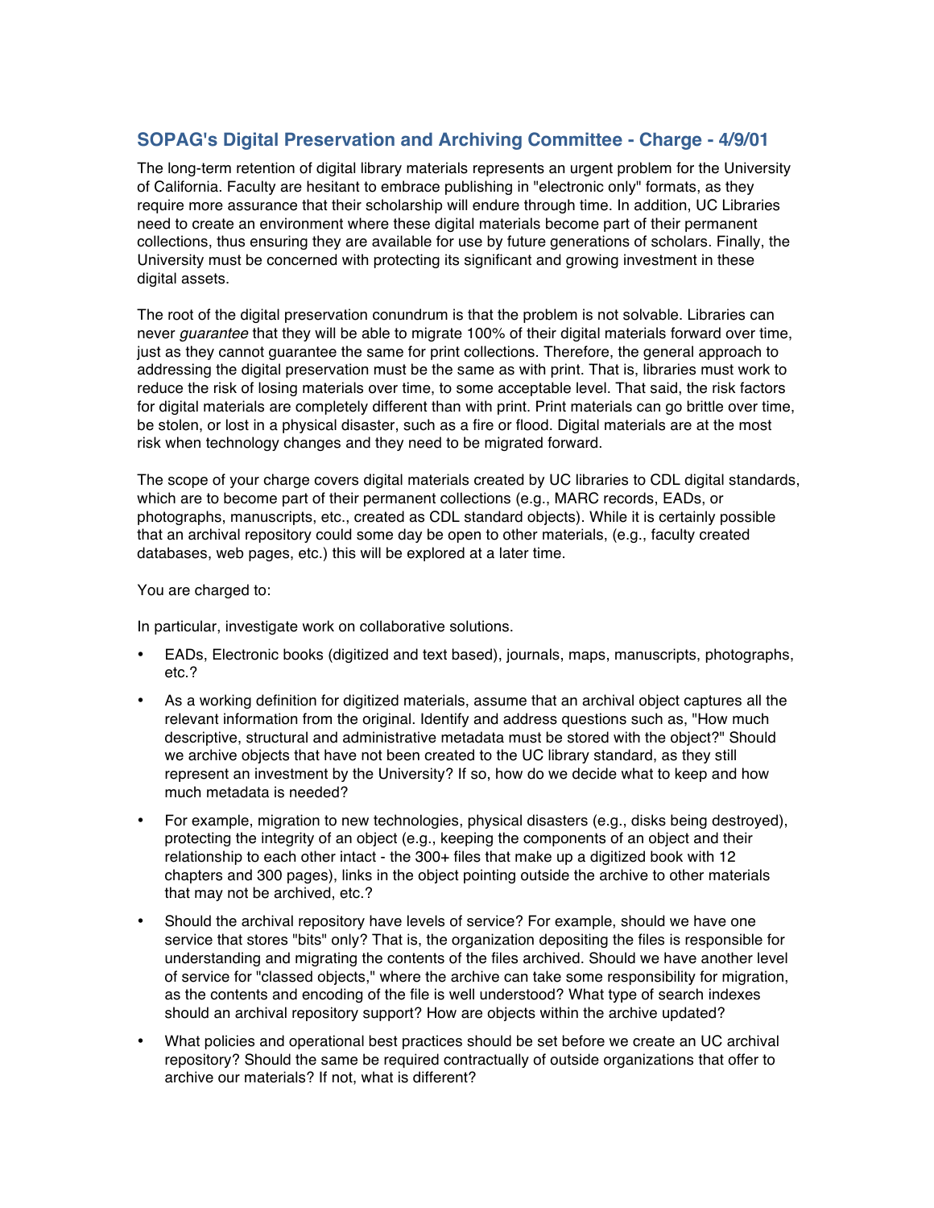## SOPAG's Digital Preservation and Archiving Committee - Charge - 4/9/01

The long-term retention of digital library materials represents an urgent problem for the University of California. Faculty are hesitant to embrace publishing in "electronic only" formats, as they require more assurance that their scholarship will endure through time. In addition, UC Libraries need to create an environment where these digital materials become part of their permanent collections, thus ensuring they are available for use by future generations of scholars. Finally, the University must be concerned with protecting its significant and growing investment in these digital assets.

The root of the digital preservation conundrum is that the problem is not solvable. Libraries can never *guarantee* that they will be able to migrate 100% of their digital materials forward over time, just as they cannot guarantee the same for print collections. Therefore, the general approach to addressing the digital preservation must be the same as with print. That is, libraries must work to reduce the risk of losing materials over time, to some acceptable level. That said, the risk factors for digital materials are completely different than with print. Print materials can go brittle over time, be stolen, or lost in a physical disaster, such as a fire or flood. Digital materials are at the most risk when technology changes and they need to be migrated forward.

The scope of your charge covers digital materials created by UC libraries to CDL digital standards, which are to become part of their permanent collections (e.g., MARC records, EADs, or photographs, manuscripts, etc., created as CDL standard objects). While it is certainly possible that an archival repository could some day be open to other materials, (e.g., faculty created databases, web pages, etc.) this will be explored at a later time.

You are charged to:

In particular, investigate work on collaborative solutions.

- EADs, Electronic books (digitized and text based), journals, maps, manuscripts, photographs, etc.?
- As a working definition for digitized materials, assume that an archival object captures all the relevant information from the original. Identify and address questions such as, "How much descriptive, structural and administrative metadata must be stored with the object?" Should we archive objects that have not been created to the UC library standard, as they still represent an investment by the University? If so, how do we decide what to keep and how much metadata is needed?
- For example, migration to new technologies, physical disasters (e.g., disks being destroyed), protecting the integrity of an object (e.g., keeping the components of an object and their relationship to each other intact - the 300+ files that make up a digitized book with 12 chapters and 300 pages), links in the object pointing outside the archive to other materials that may not be archived, etc.?
- Should the archival repository have levels of service? For example, should we have one service that stores "bits" only? That is, the organization depositing the files is responsible for understanding and migrating the contents of the files archived. Should we have another level of service for "classed objects," where the archive can take some responsibility for migration, as the contents and encoding of the file is well understood? What type of search indexes should an archival repository support? How are objects within the archive updated?
- What policies and operational best practices should be set before we create an UC archival repository? Should the same be required contractually of outside organizations that offer to archive our materials? If not, what is different?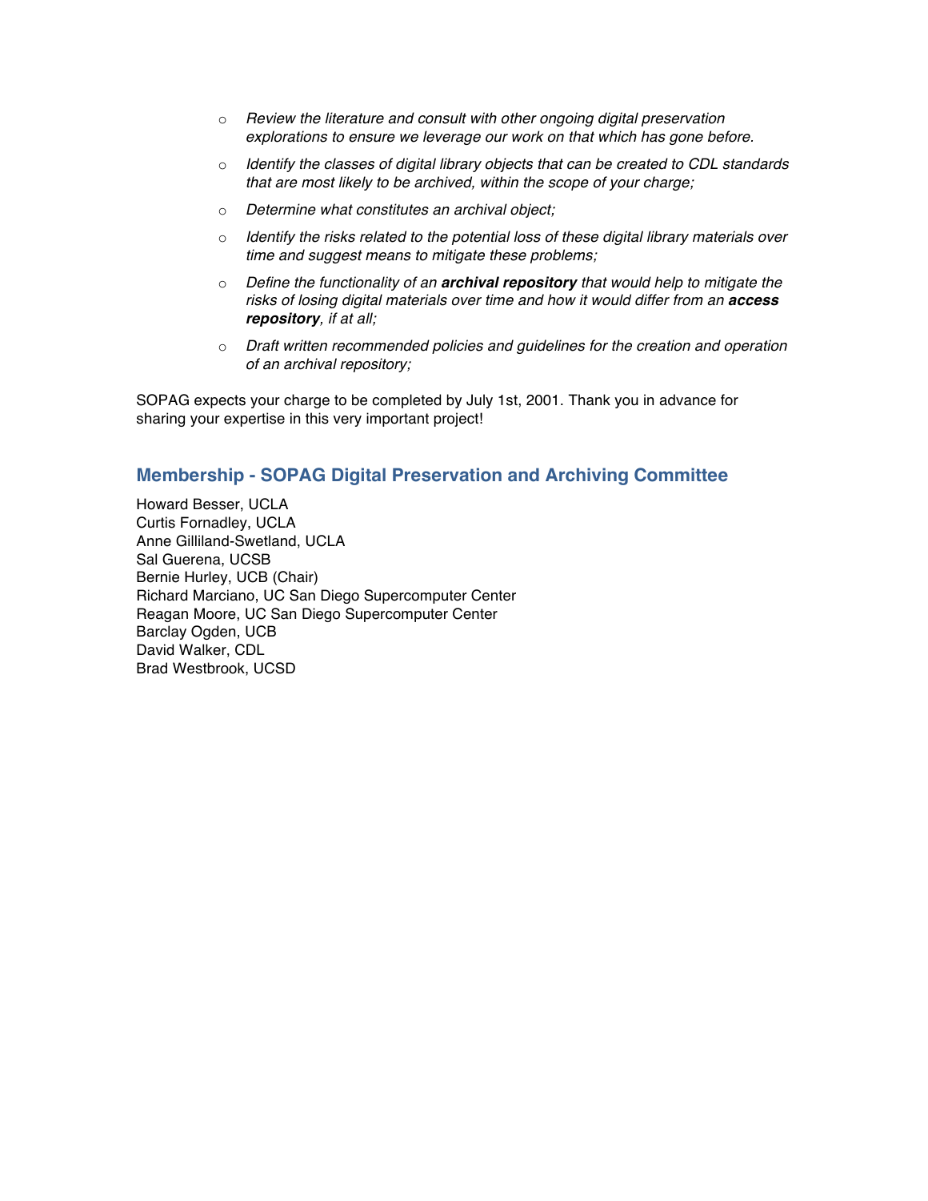- *Review the literature and consult with other ongoing digital preservation explorations to ensure we leverage our work on that which has gone before.*
- *Identify the classes of digital library objects that can be created to CDL standards that are most likely to be archived, within the scope of your charge;*
- *Determine what constitutes an archival object;*
- *Identify the risks related to the potential loss of these digital library materials over time and suggest means to mitigate these problems;*
- *Define the functionality of an **archival repository** that would help to mitigate the risks of losing digital materials over time and how it would differ from an **access repository**, if at all;*
- *Draft written recommended policies and guidelines for the creation and operation of an archival repository;*

SOPAG expects your charge to be completed by July 1st, 2001. Thank you in advance for sharing your expertise in this very important project!

## Membership - SOPAG Digital Preservation and Archiving Committee

Howard Besser, UCLA
Curtis Fornadley, UCLA
Anne Gilliland-Swetland, UCLA
Sal Guerena, UCSB
Bernie Hurley, UCB (Chair)
Richard Marciano, UC San Diego Supercomputer Center
Reagan Moore, UC San Diego Supercomputer Center
Barclay Ogden, UCB
David Walker, CDL
Brad Westbrook, UCSD